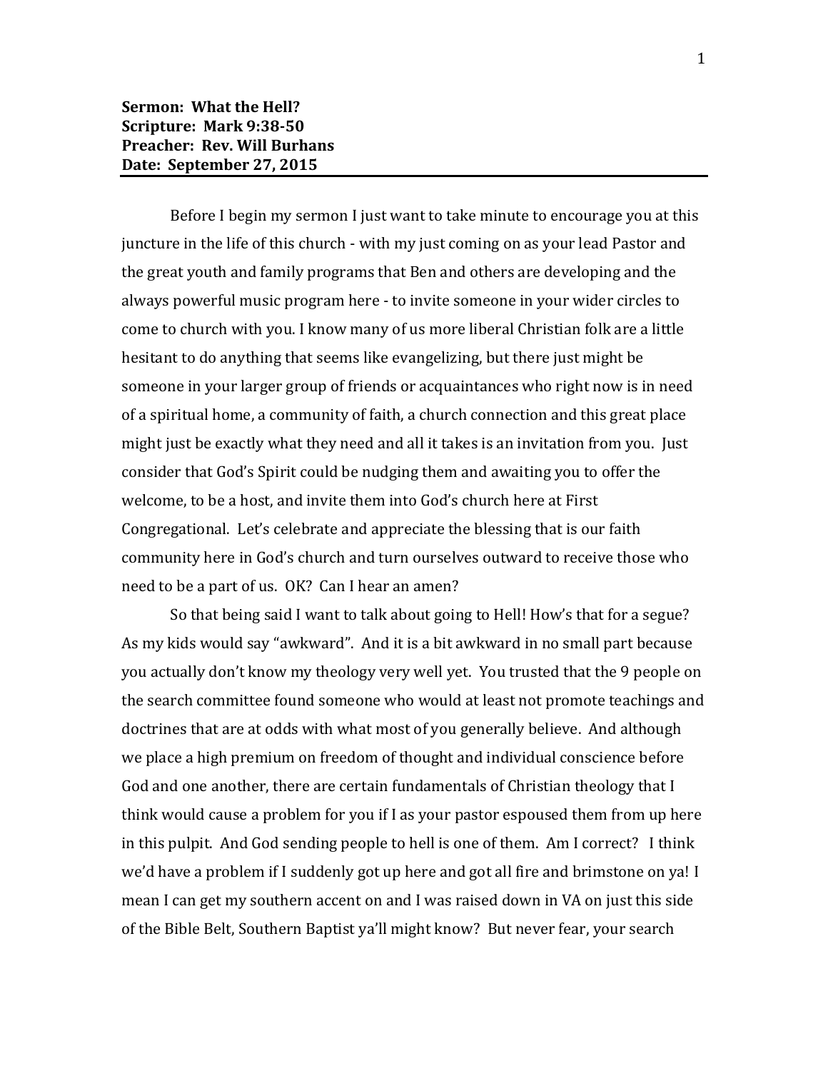**Sermon: What the Hell?**
**Scripture: Mark 9:38-50**
**Preacher: Rev. Will Burhans**
**Date: September 27, 2015**

---

Before I begin my sermon I just want to take minute to encourage you at this juncture in the life of this church - with my just coming on as your lead Pastor and the great youth and family programs that Ben and others are developing and the always powerful music program here - to invite someone in your wider circles to come to church with you. I know many of us more liberal Christian folk are a little hesitant to do anything that seems like evangelizing, but there just might be someone in your larger group of friends or acquaintances who right now is in need of a spiritual home, a community of faith, a church connection and this great place might just be exactly what they need and all it takes is an invitation from you. Just consider that God's Spirit could be nudging them and awaiting you to offer the welcome, to be a host, and invite them into God's church here at First Congregational. Let's celebrate and appreciate the blessing that is our faith community here in God's church and turn ourselves outward to receive those who need to be a part of us. OK? Can I hear an amen?

So that being said I want to talk about going to Hell! How's that for a segue? As my kids would say "awkward". And it is a bit awkward in no small part because you actually don't know my theology very well yet. You trusted that the 9 people on the search committee found someone who would at least not promote teachings and doctrines that are at odds with what most of you generally believe. And although we place a high premium on freedom of thought and individual conscience before God and one another, there are certain fundamentals of Christian theology that I think would cause a problem for you if I as your pastor espoused them from up here in this pulpit. And God sending people to hell is one of them. Am I correct? I think we'd have a problem if I suddenly got up here and got all fire and brimstone on ya! I mean I can get my southern accent on and I was raised down in VA on just this side of the Bible Belt, Southern Baptist ya'll might know? But never fear, your search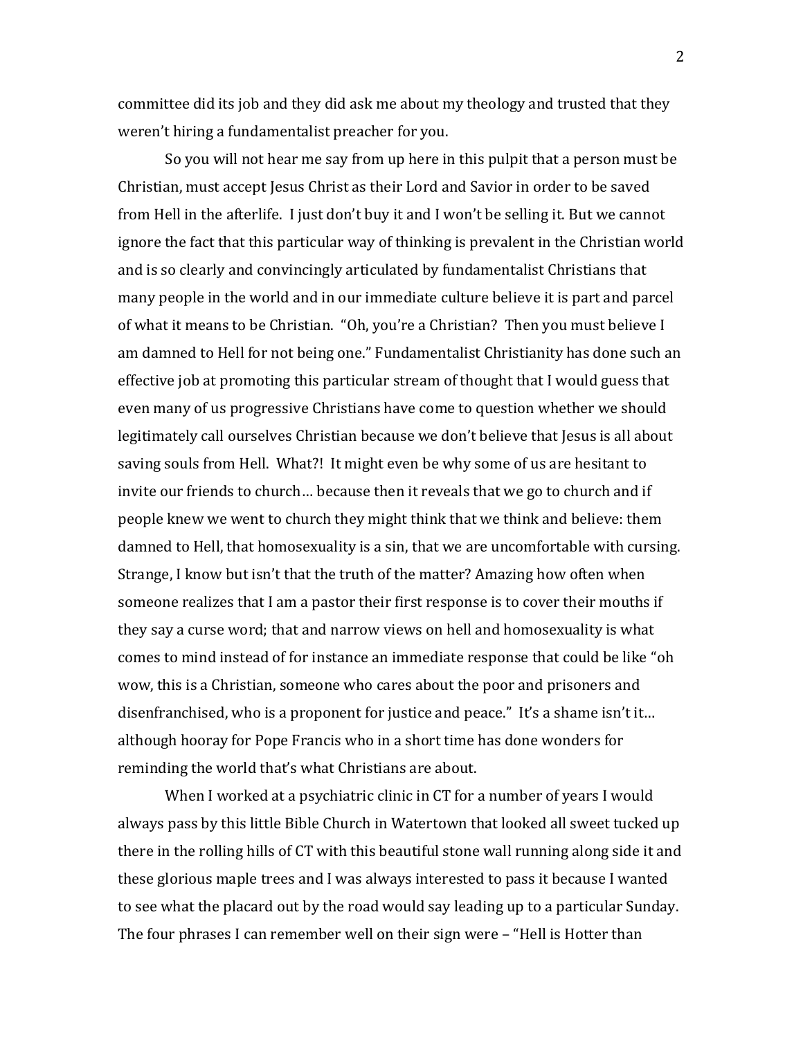committee did its job and they did ask me about my theology and trusted that they weren't hiring a fundamentalist preacher for you.

So you will not hear me say from up here in this pulpit that a person must be Christian, must accept Jesus Christ as their Lord and Savior in order to be saved from Hell in the afterlife. I just don't buy it and I won't be selling it. But we cannot ignore the fact that this particular way of thinking is prevalent in the Christian world and is so clearly and convincingly articulated by fundamentalist Christians that many people in the world and in our immediate culture believe it is part and parcel of what it means to be Christian. "Oh, you're a Christian? Then you must believe I am damned to Hell for not being one." Fundamentalist Christianity has done such an effective job at promoting this particular stream of thought that I would guess that even many of us progressive Christians have come to question whether we should legitimately call ourselves Christian because we don't believe that Jesus is all about saving souls from Hell. What?! It might even be why some of us are hesitant to invite our friends to church… because then it reveals that we go to church and if people knew we went to church they might think that we think and believe: them damned to Hell, that homosexuality is a sin, that we are uncomfortable with cursing. Strange, I know but isn't that the truth of the matter? Amazing how often when someone realizes that I am a pastor their first response is to cover their mouths if they say a curse word; that and narrow views on hell and homosexuality is what comes to mind instead of for instance an immediate response that could be like "oh wow, this is a Christian, someone who cares about the poor and prisoners and disenfranchised, who is a proponent for justice and peace." It's a shame isn't it… although hooray for Pope Francis who in a short time has done wonders for reminding the world that's what Christians are about.

When I worked at a psychiatric clinic in CT for a number of years I would always pass by this little Bible Church in Watertown that looked all sweet tucked up there in the rolling hills of CT with this beautiful stone wall running along side it and these glorious maple trees and I was always interested to pass it because I wanted to see what the placard out by the road would say leading up to a particular Sunday. The four phrases I can remember well on their sign were – "Hell is Hotter than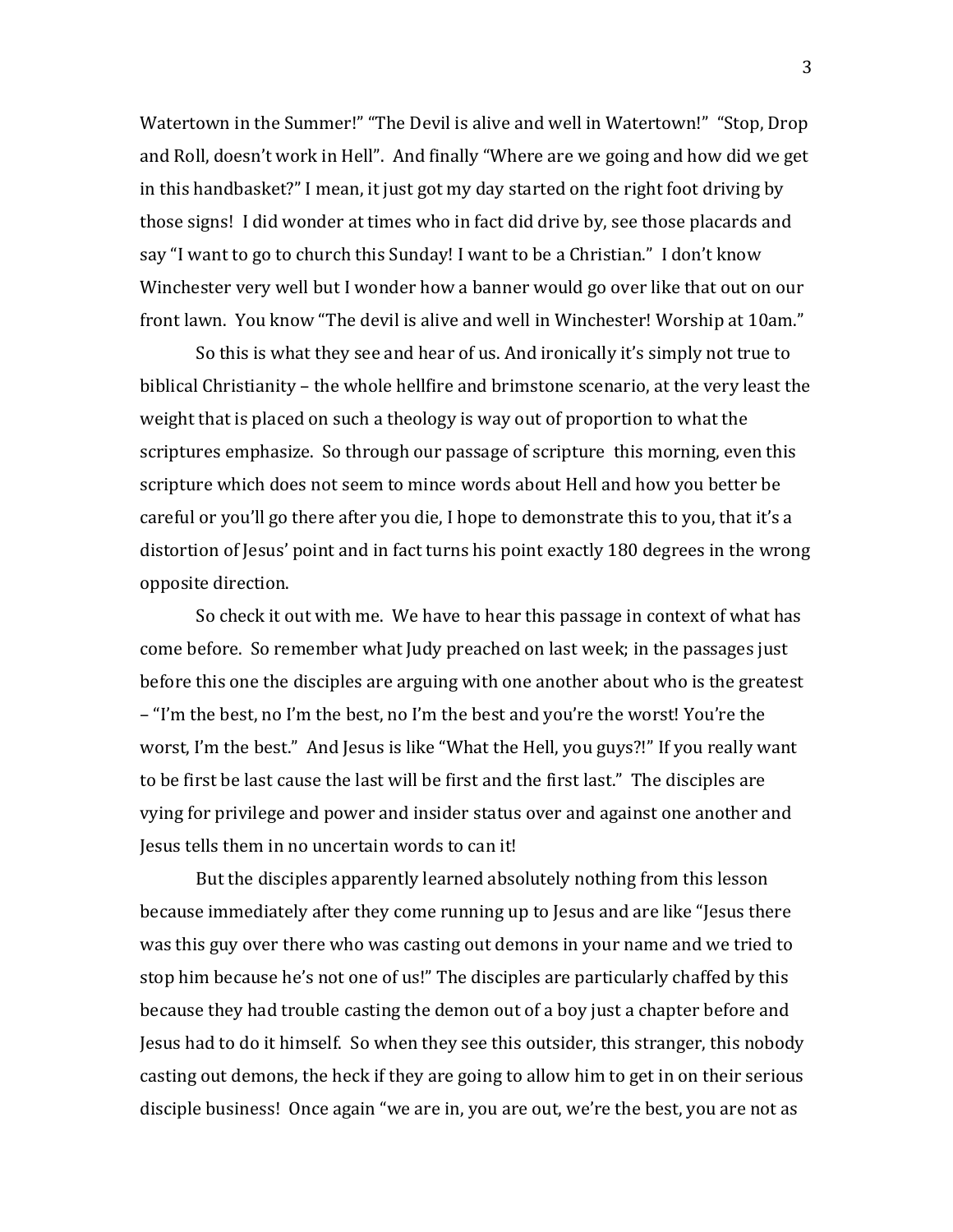Watertown in the Summer!" "The Devil is alive and well in Watertown!" "Stop, Drop and Roll, doesn't work in Hell". And finally "Where are we going and how did we get in this handbasket?" I mean, it just got my day started on the right foot driving by those signs! I did wonder at times who in fact did drive by, see those placards and say "I want to go to church this Sunday! I want to be a Christian." I don't know Winchester very well but I wonder how a banner would go over like that out on our front lawn. You know "The devil is alive and well in Winchester! Worship at 10am."

So this is what they see and hear of us. And ironically it's simply not true to biblical Christianity – the whole hellfire and brimstone scenario, at the very least the weight that is placed on such a theology is way out of proportion to what the scriptures emphasize. So through our passage of scripture this morning, even this scripture which does not seem to mince words about Hell and how you better be careful or you'll go there after you die, I hope to demonstrate this to you, that it's a distortion of Jesus' point and in fact turns his point exactly 180 degrees in the wrong opposite direction.

So check it out with me. We have to hear this passage in context of what has come before. So remember what Judy preached on last week; in the passages just before this one the disciples are arguing with one another about who is the greatest – "I'm the best, no I'm the best, no I'm the best and you're the worst! You're the worst, I'm the best." And Jesus is like "What the Hell, you guys?!" If you really want to be first be last cause the last will be first and the first last." The disciples are vying for privilege and power and insider status over and against one another and Jesus tells them in no uncertain words to can it!

But the disciples apparently learned absolutely nothing from this lesson because immediately after they come running up to Jesus and are like "Jesus there was this guy over there who was casting out demons in your name and we tried to stop him because he's not one of us!" The disciples are particularly chaffed by this because they had trouble casting the demon out of a boy just a chapter before and Jesus had to do it himself. So when they see this outsider, this stranger, this nobody casting out demons, the heck if they are going to allow him to get in on their serious disciple business! Once again "we are in, you are out, we're the best, you are not as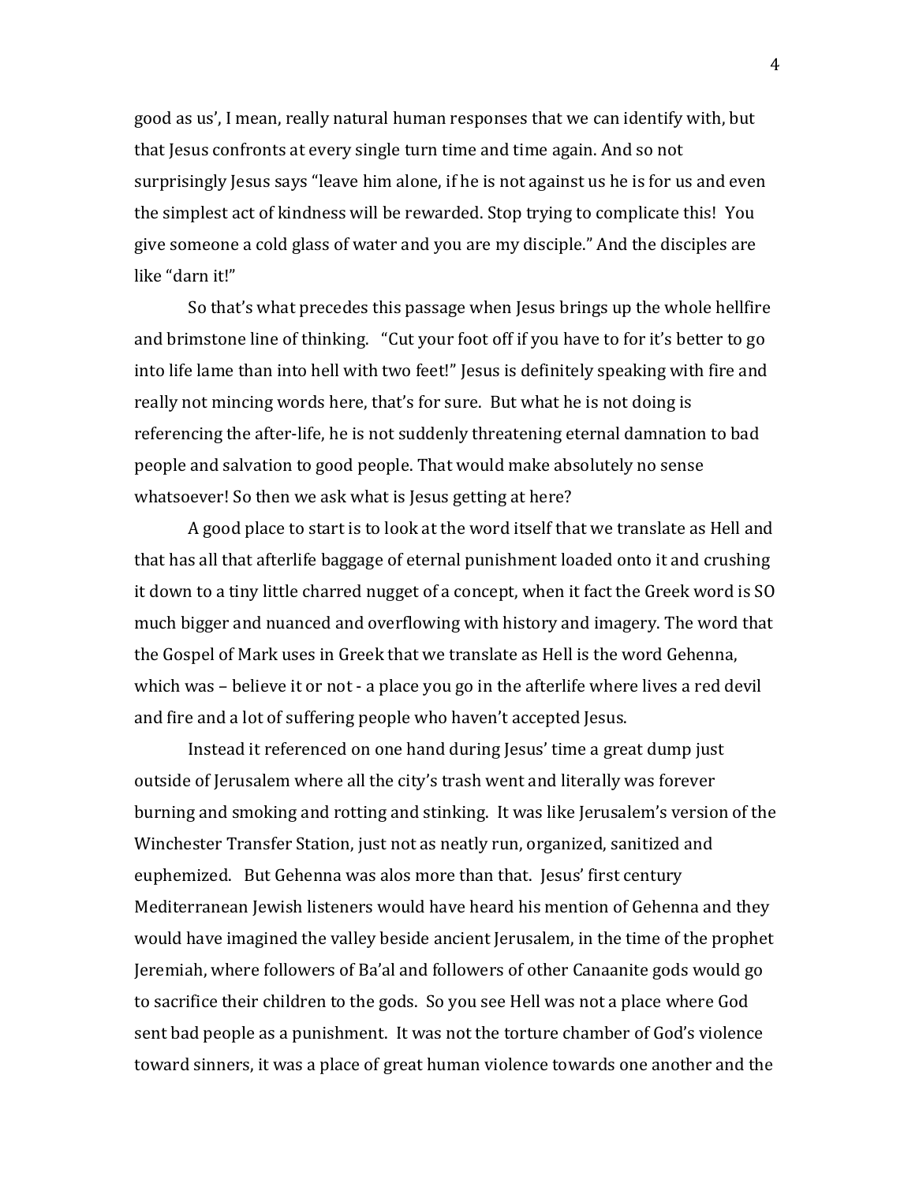good as us', I mean, really natural human responses that we can identify with, but that Jesus confronts at every single turn time and time again. And so not surprisingly Jesus says "leave him alone, if he is not against us he is for us and even the simplest act of kindness will be rewarded. Stop trying to complicate this! You give someone a cold glass of water and you are my disciple." And the disciples are like "darn it!"

So that's what precedes this passage when Jesus brings up the whole hellfire and brimstone line of thinking. "Cut your foot off if you have to for it's better to go into life lame than into hell with two feet!" Jesus is definitely speaking with fire and really not mincing words here, that's for sure. But what he is not doing is referencing the after-life, he is not suddenly threatening eternal damnation to bad people and salvation to good people. That would make absolutely no sense whatsoever! So then we ask what is Jesus getting at here?

A good place to start is to look at the word itself that we translate as Hell and that has all that afterlife baggage of eternal punishment loaded onto it and crushing it down to a tiny little charred nugget of a concept, when it fact the Greek word is SO much bigger and nuanced and overflowing with history and imagery. The word that the Gospel of Mark uses in Greek that we translate as Hell is the word Gehenna, which was – believe it or not - a place you go in the afterlife where lives a red devil and fire and a lot of suffering people who haven't accepted Jesus.

Instead it referenced on one hand during Jesus' time a great dump just outside of Jerusalem where all the city's trash went and literally was forever burning and smoking and rotting and stinking. It was like Jerusalem's version of the Winchester Transfer Station, just not as neatly run, organized, sanitized and euphemized. But Gehenna was alos more than that. Jesus' first century Mediterranean Jewish listeners would have heard his mention of Gehenna and they would have imagined the valley beside ancient Jerusalem, in the time of the prophet Jeremiah, where followers of Ba'al and followers of other Canaanite gods would go to sacrifice their children to the gods. So you see Hell was not a place where God sent bad people as a punishment. It was not the torture chamber of God's violence toward sinners, it was a place of great human violence towards one another and the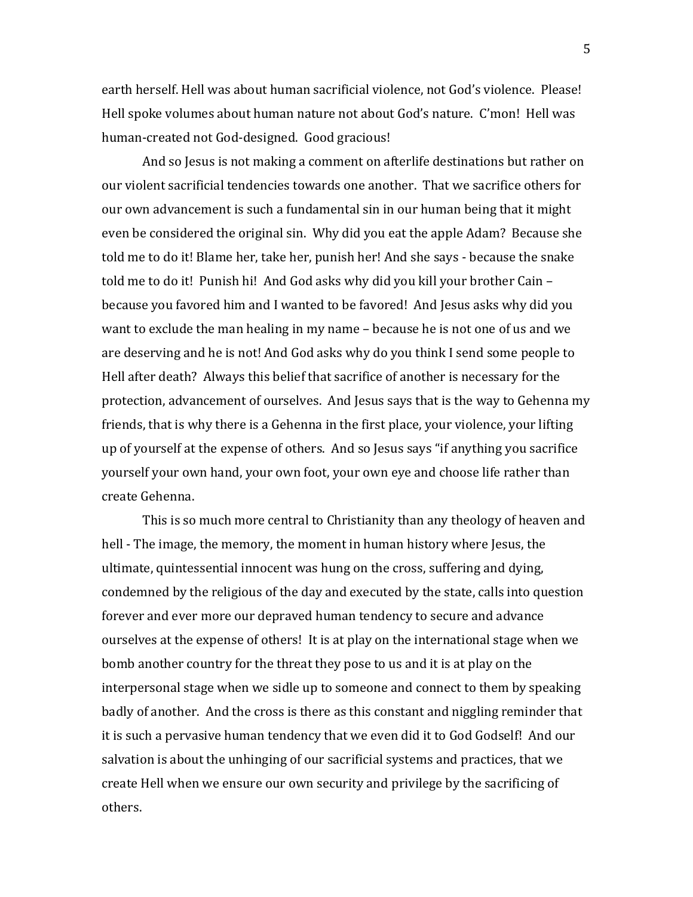earth herself. Hell was about human sacrificial violence, not God's violence. Please! Hell spoke volumes about human nature not about God's nature. C'mon! Hell was human-created not God-designed. Good gracious!

And so Jesus is not making a comment on afterlife destinations but rather on our violent sacrificial tendencies towards one another. That we sacrifice others for our own advancement is such a fundamental sin in our human being that it might even be considered the original sin. Why did you eat the apple Adam? Because she told me to do it! Blame her, take her, punish her! And she says - because the snake told me to do it! Punish hi! And God asks why did you kill your brother Cain – because you favored him and I wanted to be favored! And Jesus asks why did you want to exclude the man healing in my name – because he is not one of us and we are deserving and he is not! And God asks why do you think I send some people to Hell after death? Always this belief that sacrifice of another is necessary for the protection, advancement of ourselves. And Jesus says that is the way to Gehenna my friends, that is why there is a Gehenna in the first place, your violence, your lifting up of yourself at the expense of others. And so Jesus says "if anything you sacrifice yourself your own hand, your own foot, your own eye and choose life rather than create Gehenna.

This is so much more central to Christianity than any theology of heaven and hell - The image, the memory, the moment in human history where Jesus, the ultimate, quintessential innocent was hung on the cross, suffering and dying, condemned by the religious of the day and executed by the state, calls into question forever and ever more our depraved human tendency to secure and advance ourselves at the expense of others! It is at play on the international stage when we bomb another country for the threat they pose to us and it is at play on the interpersonal stage when we sidle up to someone and connect to them by speaking badly of another. And the cross is there as this constant and niggling reminder that it is such a pervasive human tendency that we even did it to God Godself! And our salvation is about the unhinging of our sacrificial systems and practices, that we create Hell when we ensure our own security and privilege by the sacrificing of others.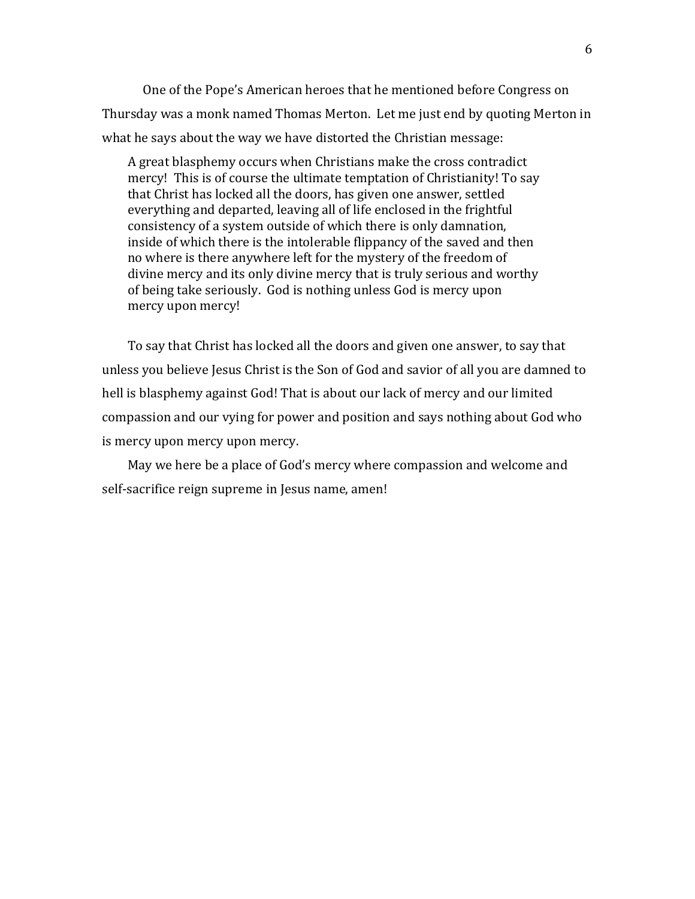One of the Pope's American heroes that he mentioned before Congress on Thursday was a monk named Thomas Merton. Let me just end by quoting Merton in what he says about the way we have distorted the Christian message:

> A great blasphemy occurs when Christians make the cross contradict mercy! This is of course the ultimate temptation of Christianity! To say that Christ has locked all the doors, has given one answer, settled everything and departed, leaving all of life enclosed in the frightful consistency of a system outside of which there is only damnation, inside of which there is the intolerable flippancy of the saved and then no where is there anywhere left for the mystery of the freedom of divine mercy and its only divine mercy that is truly serious and worthy of being take seriously. God is nothing unless God is mercy upon mercy upon mercy!

To say that Christ has locked all the doors and given one answer, to say that unless you believe Jesus Christ is the Son of God and savior of all you are damned to hell is blasphemy against God! That is about our lack of mercy and our limited compassion and our vying for power and position and says nothing about God who is mercy upon mercy upon mercy.

May we here be a place of God's mercy where compassion and welcome and self-sacrifice reign supreme in Jesus name, amen!